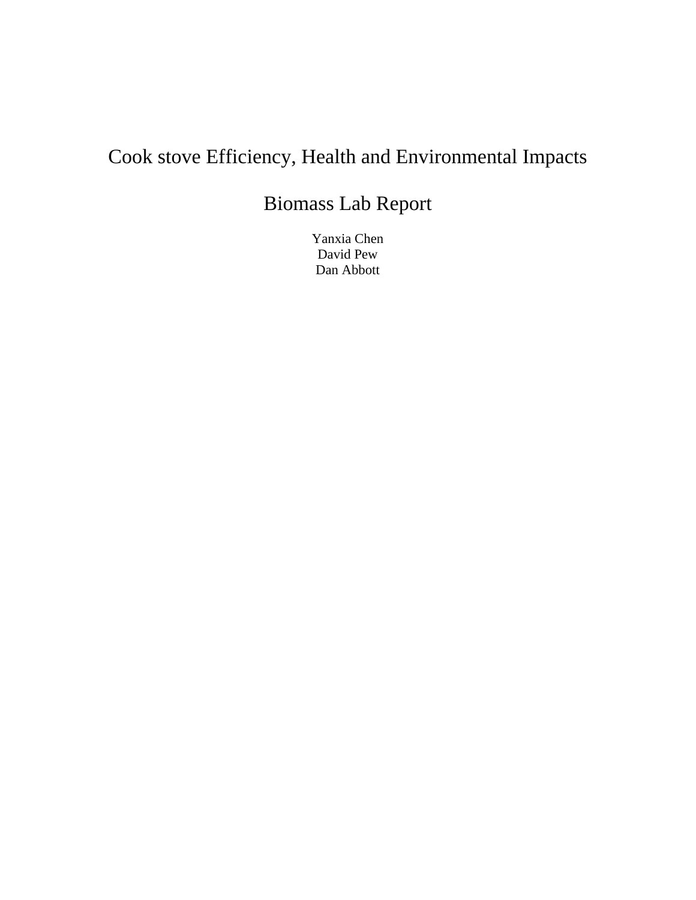# Cook stove Efficiency, Health and Environmental Impacts

# Biomass Lab Report

Yanxia Chen
David Pew
Dan Abbott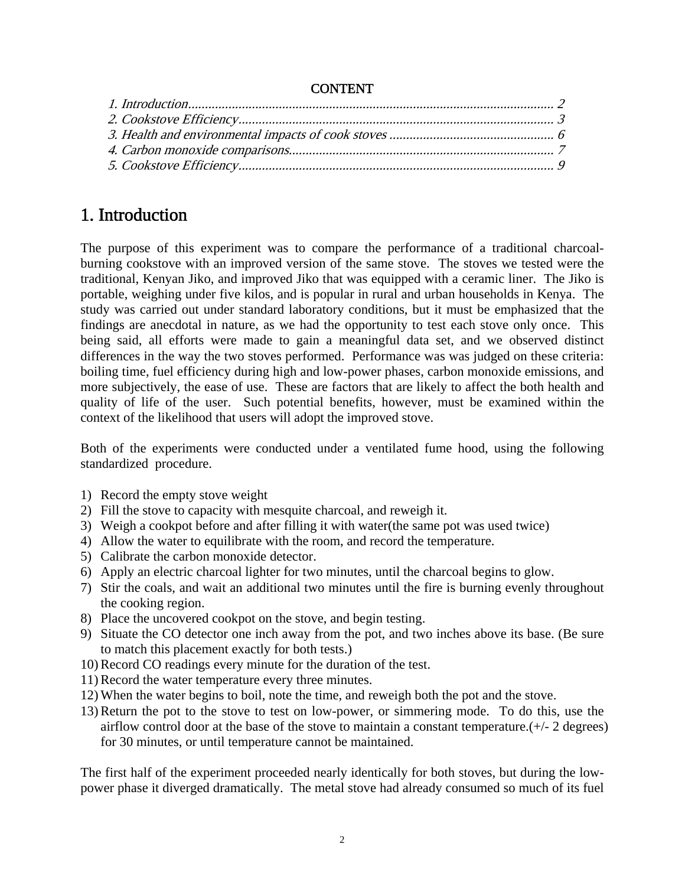**CONTENT**

1. Introduction.............................................................................................................. 2
2. Cookstove Efficiency.............................................................................................. 3
3. Health and environmental impacts of cook stoves ................................................. 6
4. Carbon monoxide comparisons.............................................................................. 7
5. Cookstove Efficiency.............................................................................................. 9

# 1. Introduction

The purpose of this experiment was to compare the performance of a traditional charcoal-burning cookstove with an improved version of the same stove. The stoves we tested were the traditional, Kenyan Jiko, and improved Jiko that was equipped with a ceramic liner. The Jiko is portable, weighing under five kilos, and is popular in rural and urban households in Kenya. The study was carried out under standard laboratory conditions, but it must be emphasized that the findings are anecdotal in nature, as we had the opportunity to test each stove only once. This being said, all efforts were made to gain a meaningful data set, and we observed distinct differences in the way the two stoves performed. Performance was was judged on these criteria: boiling time, fuel efficiency during high and low-power phases, carbon monoxide emissions, and more subjectively, the ease of use. These are factors that are likely to affect the both health and quality of life of the user. Such potential benefits, however, must be examined within the context of the likelihood that users will adopt the improved stove.

Both of the experiments were conducted under a ventilated fume hood, using the following standardized procedure.

1) Record the empty stove weight
2) Fill the stove to capacity with mesquite charcoal, and reweigh it.
3) Weigh a cookpot before and after filling it with water(the same pot was used twice)
4) Allow the water to equilibrate with the room, and record the temperature.
5) Calibrate the carbon monoxide detector.
6) Apply an electric charcoal lighter for two minutes, until the charcoal begins to glow.
7) Stir the coals, and wait an additional two minutes until the fire is burning evenly throughout the cooking region.
8) Place the uncovered cookpot on the stove, and begin testing.
9) Situate the CO detector one inch away from the pot, and two inches above its base. (Be sure to match this placement exactly for both tests.)
10) Record CO readings every minute for the duration of the test.
11) Record the water temperature every three minutes.
12) When the water begins to boil, note the time, and reweigh both the pot and the stove.
13) Return the pot to the stove to test on low-power, or simmering mode. To do this, use the airflow control door at the base of the stove to maintain a constant temperature.(+/- 2 degrees) for 30 minutes, or until temperature cannot be maintained.

The first half of the experiment proceeded nearly identically for both stoves, but during the low-power phase it diverged dramatically. The metal stove had already consumed so much of its fuel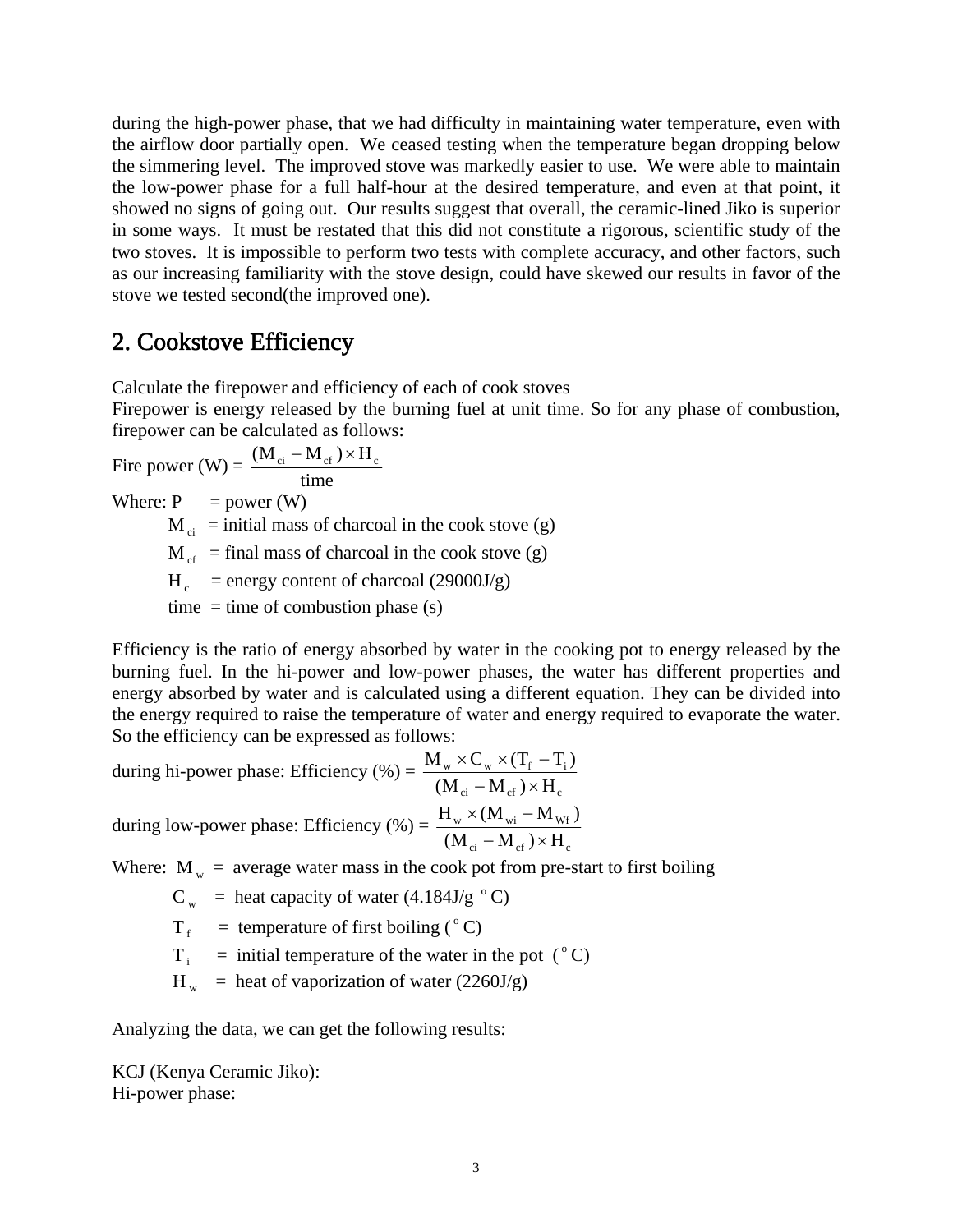during the high-power phase, that we had difficulty in maintaining water temperature, even with the airflow door partially open. We ceased testing when the temperature began dropping below the simmering level. The improved stove was markedly easier to use. We were able to maintain the low-power phase for a full half-hour at the desired temperature, and even at that point, it showed no signs of going out. Our results suggest that overall, the ceramic-lined Jiko is superior in some ways. It must be restated that this did not constitute a rigorous, scientific study of the two stoves. It is impossible to perform two tests with complete accuracy, and other factors, such as our increasing familiarity with the stove design, could have skewed our results in favor of the stove we tested second(the improved one).

## 2. Cookstove Efficiency

Calculate the firepower and efficiency of each of cook stoves

Firepower is energy released by the burning fuel at unit time. So for any phase of combustion, firepower can be calculated as follows:

$$\text{Fire power (W)} = \frac{(M_{ci} - M_{cf}) \times H_c}{\text{time}}$$

Where: P = power (W)

$M_{ci}$ = initial mass of charcoal in the cook stove (g)

$M_{cf}$ = final mass of charcoal in the cook stove (g)

$H_c$ = energy content of charcoal (29000J/g)

time = time of combustion phase (s)

Efficiency is the ratio of energy absorbed by water in the cooking pot to energy released by the burning fuel. In the hi-power and low-power phases, the water has different properties and energy absorbed by water and is calculated using a different equation. They can be divided into the energy required to raise the temperature of water and energy required to evaporate the water. So the efficiency can be expressed as follows:

$$\text{during hi-power phase: Efficiency (\%)} = \frac{M_w \times C_w \times (T_f - T_i)}{(M_{ci} - M_{cf}) \times H_c}$$

$$\text{during low-power phase: Efficiency (\%)} = \frac{H_w \times (M_{wi} - M_{Wf})}{(M_{ci} - M_{cf}) \times H_c}$$

Where: $M_w$ = average water mass in the cook pot from pre-start to first boiling

$C_w$ = heat capacity of water (4.184J/g $^oC$)

$T_f$ = temperature of first boiling ($^oC$)

$T_i$ = initial temperature of the water in the pot ($^oC$)

$H_w$ = heat of vaporization of water (2260J/g)

Analyzing the data, we can get the following results:

KCJ (Kenya Ceramic Jiko):

Hi-power phase: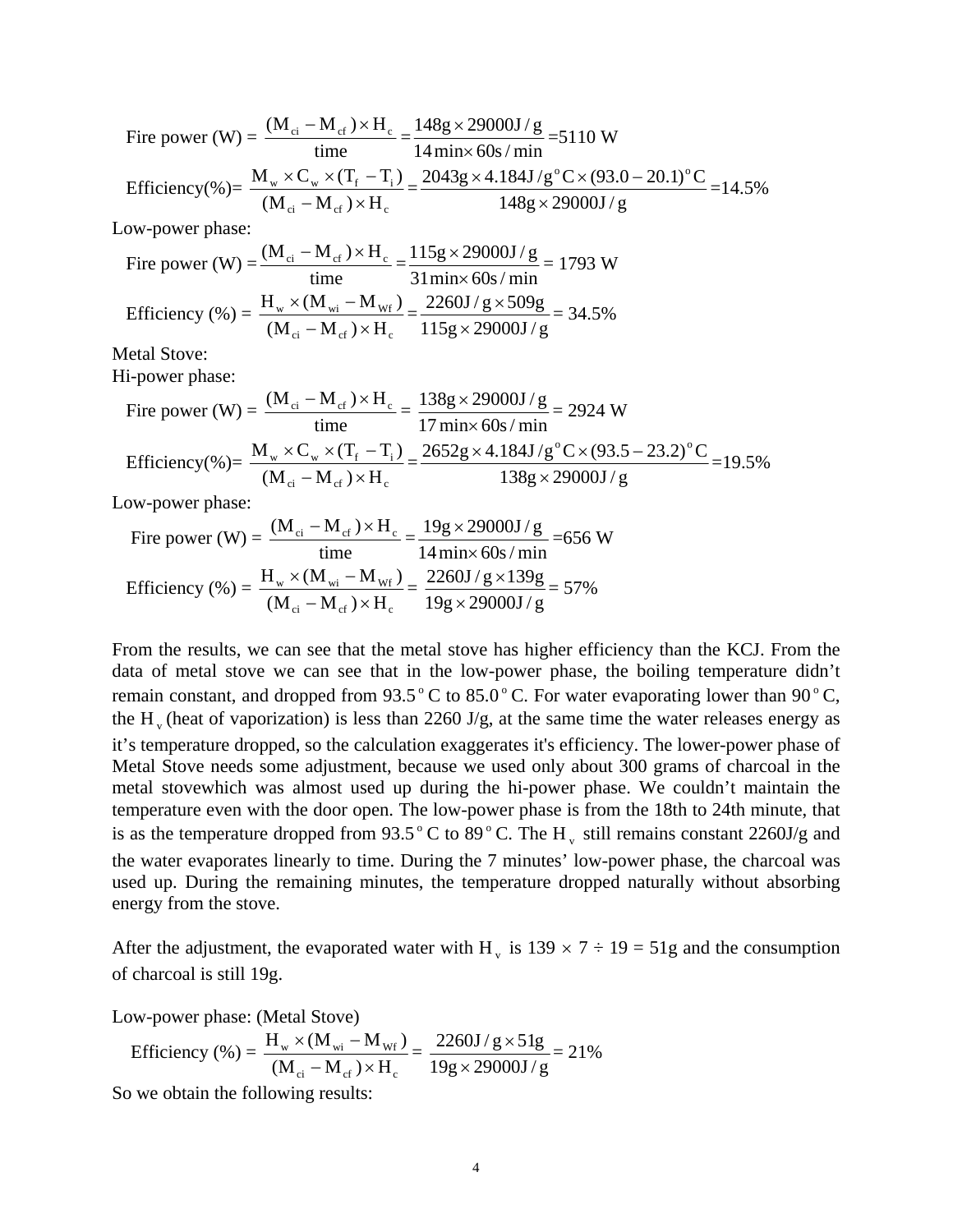Fire power (W) = $\frac{(M_{ci} - M_{cf}) \times H_c}{\text{time}} = \frac{148g \times 29000J/g}{14\min \times 60s/\min}$ =5110 W

Efficiency(%)= $\frac{M_w \times C_w \times (T_f - T_i)}{(M_{ci} - M_{cf}) \times H_c} = \frac{2043g \times 4.184J/g^oC \times (93.0 - 20.1)^oC}{148g \times 29000J/g}$ =14.5%

Low-power phase:

Fire power (W) = $\frac{(M_{ci} - M_{cf}) \times H_c}{\text{time}} = \frac{115g \times 29000J/g}{31\min \times 60s/\min}$ = 1793 W

Efficiency (%) = $\frac{H_w \times (M_{wi} - M_{Wf})}{(M_{ci} - M_{cf}) \times H_c} = \frac{2260J/g \times 509g}{115g \times 29000J/g}$ = 34.5%

Metal Stove:

Hi-power phase:

Fire power (W) = $\frac{(M_{ci} - M_{cf}) \times H_c}{\text{time}} = \frac{138g \times 29000J/g}{17\min \times 60s/\min}$ = 2924 W

Efficiency(%)= $\frac{M_w \times C_w \times (T_f - T_i)}{(M_{ci} - M_{cf}) \times H_c} = \frac{2652g \times 4.184J/g^oC \times (93.5 - 23.2)^oC}{138g \times 29000J/g}$ =19.5%

Low-power phase:

Fire power (W) = $\frac{(M_{ci} - M_{cf}) \times H_c}{\text{time}} = \frac{19g \times 29000J/g}{14\min \times 60s/\min}$ =656 W

Efficiency (%) = $\frac{H_w \times (M_{wi} - M_{Wf})}{(M_{ci} - M_{cf}) \times H_c} = \frac{2260J/g \times 139g}{19g \times 29000J/g}$ = 57%

From the results, we can see that the metal stove has higher efficiency than the KCJ. From the data of metal stove we can see that in the low-power phase, the boiling temperature didn't remain constant, and dropped from 93.5$^o$C to 85.0$^o$C. For water evaporating lower than 90$^o$C, the $H_v$ (heat of vaporization) is less than 2260 J/g, at the same time the water releases energy as it's temperature dropped, so the calculation exaggerates it's efficiency. The lower-power phase of Metal Stove needs some adjustment, because we used only about 300 grams of charcoal in the metal stovewhich was almost used up during the hi-power phase. We couldn't maintain the temperature even with the door open. The low-power phase is from the 18th to 24th minute, that is as the temperature dropped from 93.5$^o$C to 89$^o$C. The $H_v$ still remains constant 2260J/g and the water evaporates linearly to time. During the 7 minutes' low-power phase, the charcoal was used up. During the remaining minutes, the temperature dropped naturally without absorbing energy from the stove.

After the adjustment, the evaporated water with $H_v$ is 139 × 7 ÷ 19 = 51g and the consumption of charcoal is still 19g.

Low-power phase: (Metal Stove)

Efficiency (%) = $\frac{H_w \times (M_{wi} - M_{Wf})}{(M_{ci} - M_{cf}) \times H_c} = \frac{2260J/g \times 51g}{19g \times 29000J/g}$ = 21%

So we obtain the following results: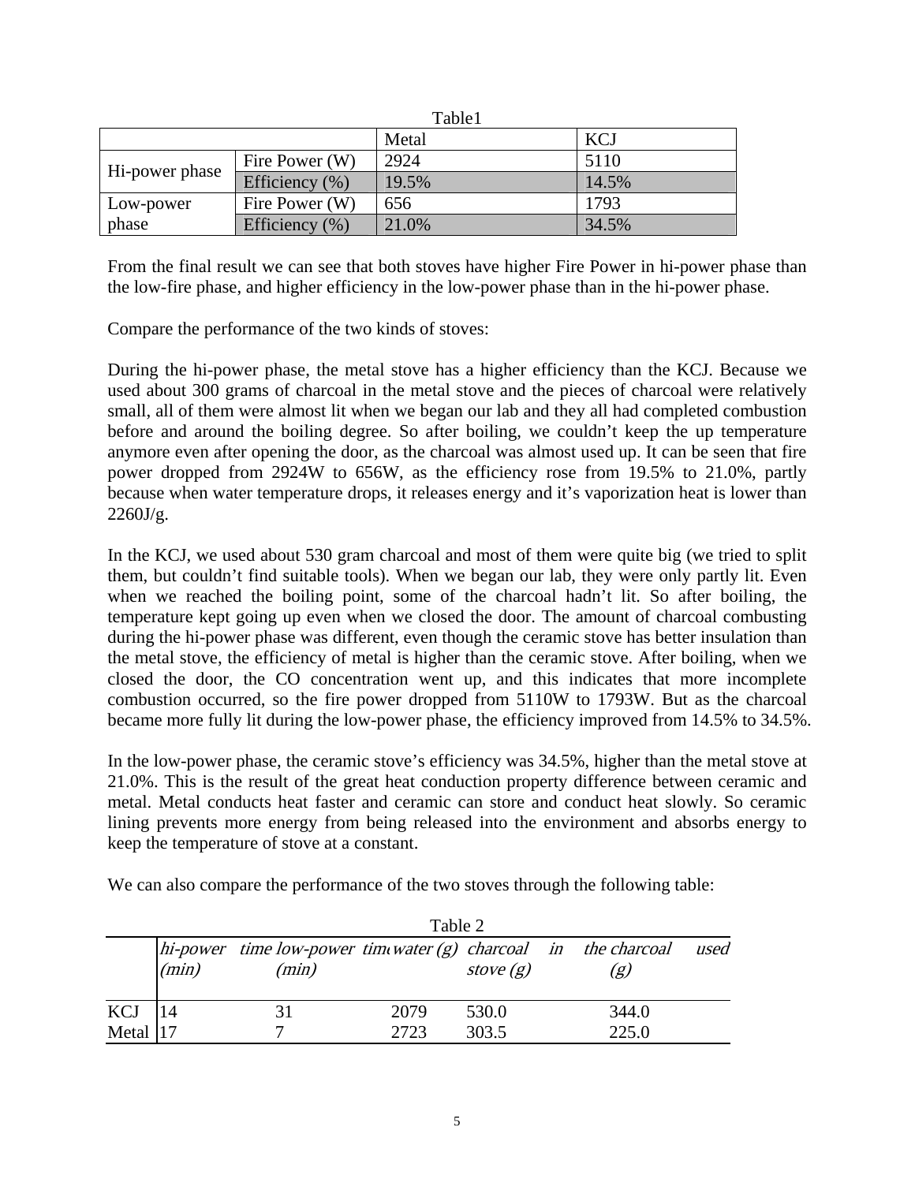Table1

| | | Metal | KCJ |
|---|---|---|---|
| Hi-power phase | Fire Power (W) | 2924 | 5110 |
| | Efficiency (%) | 19.5% | 14.5% |
| Low-power phase | Fire Power (W) | 656 | 1793 |
| | Efficiency (%) | 21.0% | 34.5% |

From the final result we can see that both stoves have higher Fire Power in hi-power phase than the low-fire phase, and higher efficiency in the low-power phase than in the hi-power phase.

Compare the performance of the two kinds of stoves:

During the hi-power phase, the metal stove has a higher efficiency than the KCJ. Because we used about 300 grams of charcoal in the metal stove and the pieces of charcoal were relatively small, all of them were almost lit when we began our lab and they all had completed combustion before and around the boiling degree. So after boiling, we couldn't keep the up temperature anymore even after opening the door, as the charcoal was almost used up. It can be seen that fire power dropped from 2924W to 656W, as the efficiency rose from 19.5% to 21.0%, partly because when water temperature drops, it releases energy and it's vaporization heat is lower than 2260J/g.

In the KCJ, we used about 530 gram charcoal and most of them were quite big (we tried to split them, but couldn't find suitable tools). When we began our lab, they were only partly lit. Even when we reached the boiling point, some of the charcoal hadn't lit. So after boiling, the temperature kept going up even when we closed the door. The amount of charcoal combusting during the hi-power phase was different, even though the ceramic stove has better insulation than the metal stove, the efficiency of metal is higher than the ceramic stove. After boiling, when we closed the door, the CO concentration went up, and this indicates that more incomplete combustion occurred, so the fire power dropped from 5110W to 1793W. But as the charcoal became more fully lit during the low-power phase, the efficiency improved from 14.5% to 34.5%.

In the low-power phase, the ceramic stove's efficiency was 34.5%, higher than the metal stove at 21.0%. This is the result of the great heat conduction property difference between ceramic and metal. Metal conducts heat faster and ceramic can store and conduct heat slowly. So ceramic lining prevents more energy from being released into the environment and absorbs energy to keep the temperature of stove at a constant.

We can also compare the performance of the two stoves through the following table:

Table 2

| | *hi-power time (min)* | *low-power time (min)* | *water (g)* | *charcoal in stove (g)* | *the charcoal used (g)* |
|---|---|---|---|---|---|
| KCJ | 14 | 31 | 2079 | 530.0 | 344.0 |
| Metal | 17 | 7 | 2723 | 303.5 | 225.0 |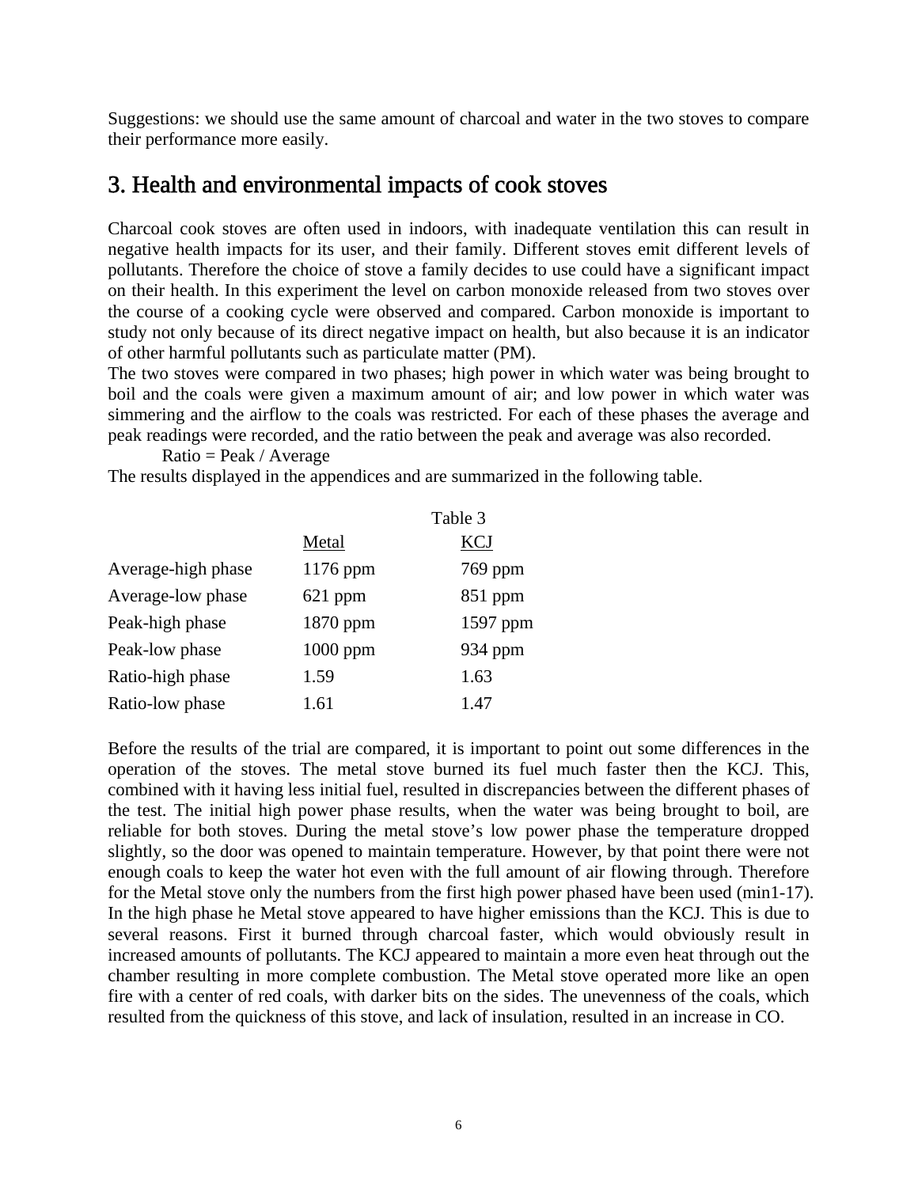Suggestions: we should use the same amount of charcoal and water in the two stoves to compare their performance more easily.

## 3. Health and environmental impacts of cook stoves

Charcoal cook stoves are often used in indoors, with inadequate ventilation this can result in negative health impacts for its user, and their family. Different stoves emit different levels of pollutants. Therefore the choice of stove a family decides to use could have a significant impact on their health. In this experiment the level on carbon monoxide released from two stoves over the course of a cooking cycle were observed and compared. Carbon monoxide is important to study not only because of its direct negative impact on health, but also because it is an indicator of other harmful pollutants such as particulate matter (PM).

The two stoves were compared in two phases; high power in which water was being brought to boil and the coals were given a maximum amount of air; and low power in which water was simmering and the airflow to the coals was restricted. For each of these phases the average and peak readings were recorded, and the ratio between the peak and average was also recorded.

Ratio = Peak / Average

The results displayed in the appendices and are summarized in the following table.

Table 3

| | Metal | KCJ |
|---|---|---|
| Average-high phase | 1176 ppm | 769 ppm |
| Average-low phase | 621 ppm | 851 ppm |
| Peak-high phase | 1870 ppm | 1597 ppm |
| Peak-low phase | 1000 ppm | 934 ppm |
| Ratio-high phase | 1.59 | 1.63 |
| Ratio-low phase | 1.61 | 1.47 |

Before the results of the trial are compared, it is important to point out some differences in the operation of the stoves. The metal stove burned its fuel much faster then the KCJ. This, combined with it having less initial fuel, resulted in discrepancies between the different phases of the test. The initial high power phase results, when the water was being brought to boil, are reliable for both stoves. During the metal stove's low power phase the temperature dropped slightly, so the door was opened to maintain temperature. However, by that point there were not enough coals to keep the water hot even with the full amount of air flowing through. Therefore for the Metal stove only the numbers from the first high power phased have been used (min1-17). In the high phase he Metal stove appeared to have higher emissions than the KCJ. This is due to several reasons. First it burned through charcoal faster, which would obviously result in increased amounts of pollutants. The KCJ appeared to maintain a more even heat through out the chamber resulting in more complete combustion. The Metal stove operated more like an open fire with a center of red coals, with darker bits on the sides. The unevenness of the coals, which resulted from the quickness of this stove, and lack of insulation, resulted in an increase in CO.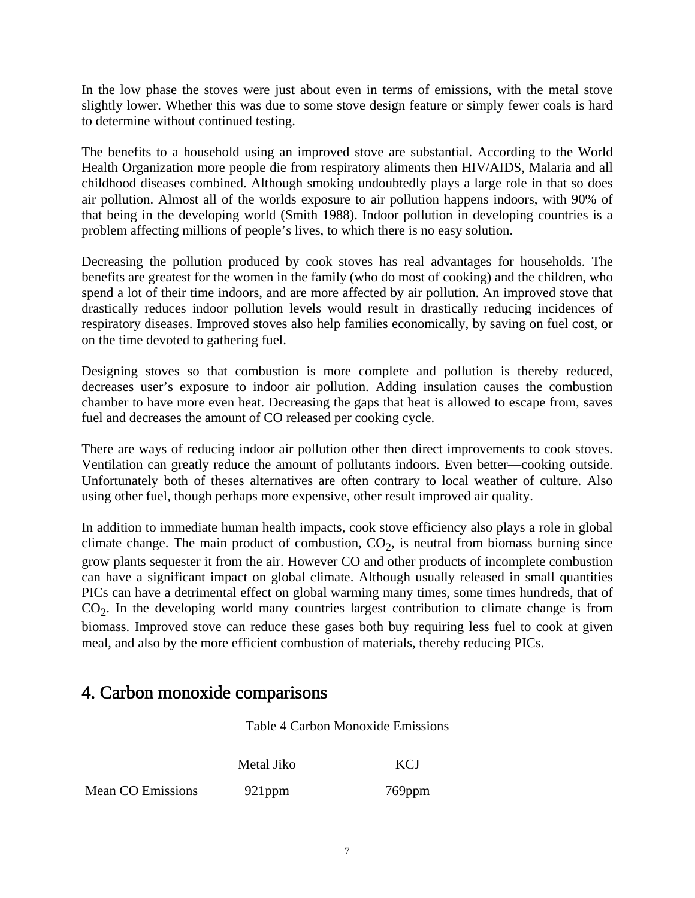In the low phase the stoves were just about even in terms of emissions, with the metal stove slightly lower. Whether this was due to some stove design feature or simply fewer coals is hard to determine without continued testing.

The benefits to a household using an improved stove are substantial. According to the World Health Organization more people die from respiratory aliments then HIV/AIDS, Malaria and all childhood diseases combined. Although smoking undoubtedly plays a large role in that so does air pollution. Almost all of the worlds exposure to air pollution happens indoors, with 90% of that being in the developing world (Smith 1988). Indoor pollution in developing countries is a problem affecting millions of people's lives, to which there is no easy solution.

Decreasing the pollution produced by cook stoves has real advantages for households. The benefits are greatest for the women in the family (who do most of cooking) and the children, who spend a lot of their time indoors, and are more affected by air pollution. An improved stove that drastically reduces indoor pollution levels would result in drastically reducing incidences of respiratory diseases. Improved stoves also help families economically, by saving on fuel cost, or on the time devoted to gathering fuel.

Designing stoves so that combustion is more complete and pollution is thereby reduced, decreases user's exposure to indoor air pollution. Adding insulation causes the combustion chamber to have more even heat. Decreasing the gaps that heat is allowed to escape from, saves fuel and decreases the amount of CO released per cooking cycle.

There are ways of reducing indoor air pollution other then direct improvements to cook stoves. Ventilation can greatly reduce the amount of pollutants indoors. Even better—cooking outside. Unfortunately both of theses alternatives are often contrary to local weather of culture. Also using other fuel, though perhaps more expensive, other result improved air quality.

In addition to immediate human health impacts, cook stove efficiency also plays a role in global climate change. The main product of combustion, $CO_2$, is neutral from biomass burning since grow plants sequester it from the air. However CO and other products of incomplete combustion can have a significant impact on global climate. Although usually released in small quantities PICs can have a detrimental effect on global warming many times, some times hundreds, that of $CO_2$. In the developing world many countries largest contribution to climate change is from biomass. Improved stove can reduce these gases both buy requiring less fuel to cook at given meal, and also by the more efficient combustion of materials, thereby reducing PICs.

## 4. Carbon monoxide comparisons

Table 4 Carbon Monoxide Emissions

| | Metal Jiko | KCJ |
|---|---|---|
| Mean CO Emissions | 921ppm | 769ppm |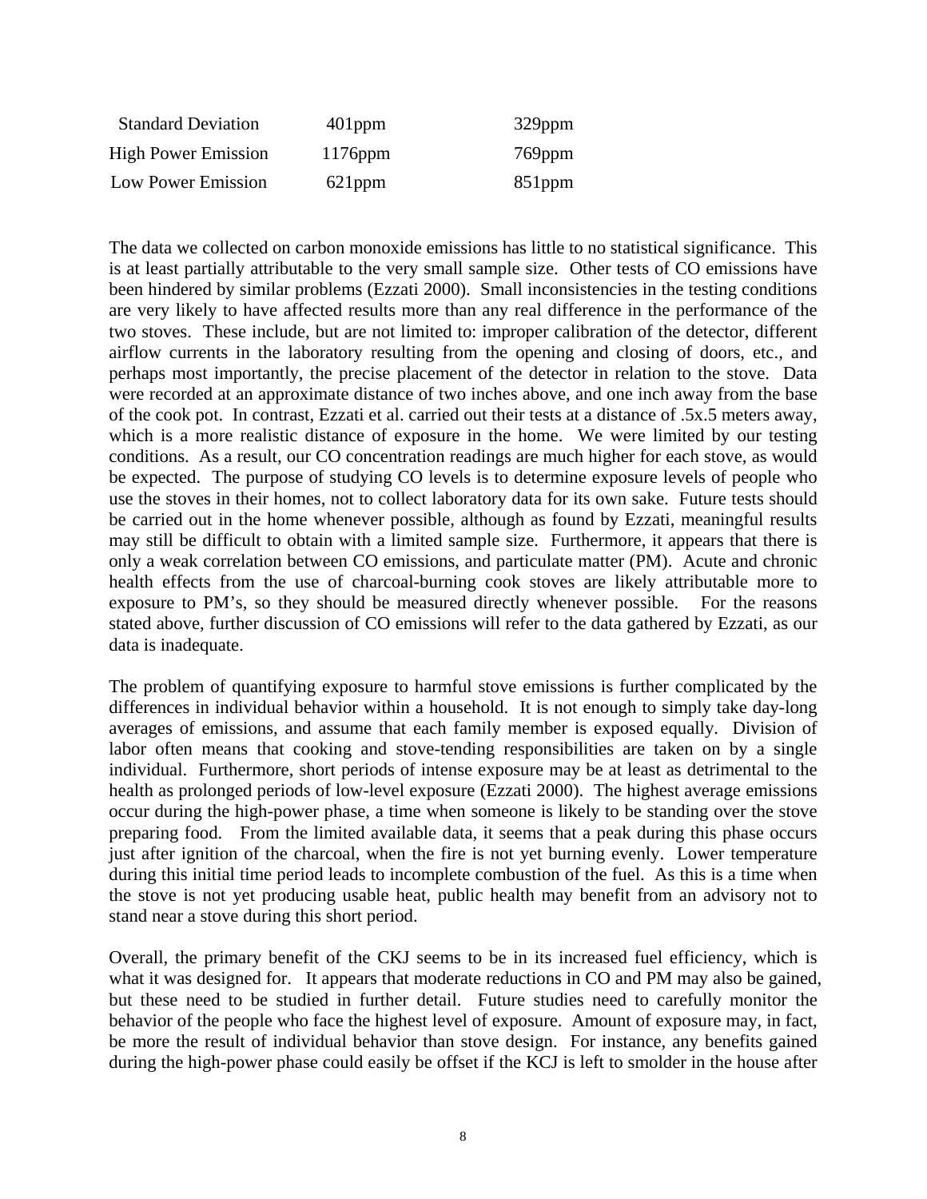| | | |
|---|---|---|
| Standard Deviation | 401ppm | 329ppm |
| High Power Emission | 1176ppm | 769ppm |
| Low Power Emission | 621ppm | 851ppm |

The data we collected on carbon monoxide emissions has little to no statistical significance. This is at least partially attributable to the very small sample size. Other tests of CO emissions have been hindered by similar problems (Ezzati 2000). Small inconsistencies in the testing conditions are very likely to have affected results more than any real difference in the performance of the two stoves. These include, but are not limited to: improper calibration of the detector, different airflow currents in the laboratory resulting from the opening and closing of doors, etc., and perhaps most importantly, the precise placement of the detector in relation to the stove. Data were recorded at an approximate distance of two inches above, and one inch away from the base of the cook pot. In contrast, Ezzati et al. carried out their tests at a distance of .5x.5 meters away, which is a more realistic distance of exposure in the home. We were limited by our testing conditions. As a result, our CO concentration readings are much higher for each stove, as would be expected. The purpose of studying CO levels is to determine exposure levels of people who use the stoves in their homes, not to collect laboratory data for its own sake. Future tests should be carried out in the home whenever possible, although as found by Ezzati, meaningful results may still be difficult to obtain with a limited sample size. Furthermore, it appears that there is only a weak correlation between CO emissions, and particulate matter (PM). Acute and chronic health effects from the use of charcoal-burning cook stoves are likely attributable more to exposure to PM's, so they should be measured directly whenever possible. For the reasons stated above, further discussion of CO emissions will refer to the data gathered by Ezzati, as our data is inadequate.

The problem of quantifying exposure to harmful stove emissions is further complicated by the differences in individual behavior within a household. It is not enough to simply take day-long averages of emissions, and assume that each family member is exposed equally. Division of labor often means that cooking and stove-tending responsibilities are taken on by a single individual. Furthermore, short periods of intense exposure may be at least as detrimental to the health as prolonged periods of low-level exposure (Ezzati 2000). The highest average emissions occur during the high-power phase, a time when someone is likely to be standing over the stove preparing food. From the limited available data, it seems that a peak during this phase occurs just after ignition of the charcoal, when the fire is not yet burning evenly. Lower temperature during this initial time period leads to incomplete combustion of the fuel. As this is a time when the stove is not yet producing usable heat, public health may benefit from an advisory not to stand near a stove during this short period.

Overall, the primary benefit of the CKJ seems to be in its increased fuel efficiency, which is what it was designed for. It appears that moderate reductions in CO and PM may also be gained, but these need to be studied in further detail. Future studies need to carefully monitor the behavior of the people who face the highest level of exposure. Amount of exposure may, in fact, be more the result of individual behavior than stove design. For instance, any benefits gained during the high-power phase could easily be offset if the KCJ is left to smolder in the house after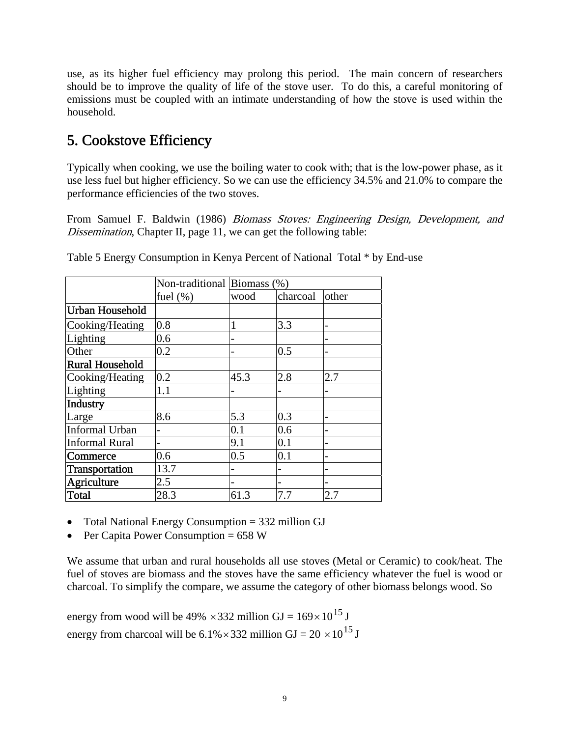use, as its higher fuel efficiency may prolong this period. The main concern of researchers should be to improve the quality of life of the stove user. To do this, a careful monitoring of emissions must be coupled with an intimate understanding of how the stove is used within the household.

## 5. Cookstove Efficiency

Typically when cooking, we use the boiling water to cook with; that is the low-power phase, as it use less fuel but higher efficiency. So we can use the efficiency 34.5% and 21.0% to compare the performance efficiencies of the two stoves.

From Samuel F. Baldwin (1986) *Biomass Stoves: Engineering Design, Development, and Dissemination*, Chapter II, page 11, we can get the following table:

Table 5 Energy Consumption in Kenya Percent of National Total * by End-use

| | Non-traditional fuel (%) | Biomass (%) | | |
|---|---|---|---|---|
| | | wood | charcoal | other |
| **Urban Household** | | | | |
| Cooking/Heating | 0.8 | 1 | 3.3 | - |
| Lighting | 0.6 | - | | - |
| Other | 0.2 | - | 0.5 | - |
| **Rural Household** | | | | |
| Cooking/Heating | 0.2 | 45.3 | 2.8 | 2.7 |
| Lighting | 1.1 | - | - | - |
| **Industry** | | | | |
| Large | 8.6 | 5.3 | 0.3 | - |
| Informal Urban | - | 0.1 | 0.6 | - |
| Informal Rural | - | 9.1 | 0.1 | - |
| **Commerce** | 0.6 | 0.5 | 0.1 | - |
| **Transportation** | 13.7 | - | - | - |
| **Agriculture** | 2.5 | - | - | - |
| **Total** | 28.3 | 61.3 | 7.7 | 2.7 |

- Total National Energy Consumption = 332 million GJ
- Per Capita Power Consumption = 658 W

We assume that urban and rural households all use stoves (Metal or Ceramic) to cook/heat. The fuel of stoves are biomass and the stoves have the same efficiency whatever the fuel is wood or charcoal. To simplify the compare, we assume the category of other biomass belongs wood. So

energy from wood will be 49% $\times$332 million GJ = $169\times10^{15}$ J

energy from charcoal will be 6.1%$\times$332 million GJ = 20 $\times10^{15}$ J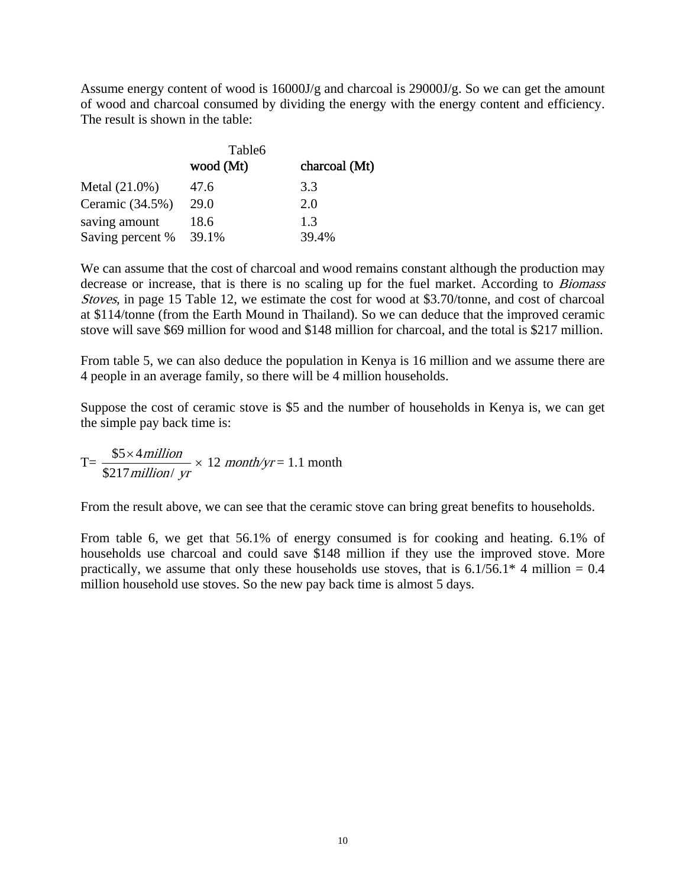Assume energy content of wood is 16000J/g and charcoal is 29000J/g. So we can get the amount of wood and charcoal consumed by dividing the energy with the energy content and efficiency. The result is shown in the table:

Table6

| | wood (Mt) | charcoal (Mt) |
|---|---|---|
| Metal (21.0%) | 47.6 | 3.3 |
| Ceramic (34.5%) | 29.0 | 2.0 |
| saving amount | 18.6 | 1.3 |
| Saving percent % | 39.1% | 39.4% |

We can assume that the cost of charcoal and wood remains constant although the production may decrease or increase, that is there is no scaling up for the fuel market. According to *Biomass Stoves*, in page 15 Table 12, we estimate the cost for wood at \$3.70/tonne, and cost of charcoal at \$114/tonne (from the Earth Mound in Thailand). So we can deduce that the improved ceramic stove will save \$69 million for wood and \$148 million for charcoal, and the total is \$217 million.

From table 5, we can also deduce the population in Kenya is 16 million and we assume there are 4 people in an average family, so there will be 4 million households.

Suppose the cost of ceramic stove is \$5 and the number of households in Kenya is, we can get the simple pay back time is:

$$T = \frac{\$5 \times 4\,million}{\$217\,million/\,yr} \times 12\ month/yr = 1.1 \text{ month}$$

From the result above, we can see that the ceramic stove can bring great benefits to households.

From table 6, we get that 56.1% of energy consumed is for cooking and heating. 6.1% of households use charcoal and could save \$148 million if they use the improved stove. More practically, we assume that only these households use stoves, that is 6.1/56.1* 4 million = 0.4 million household use stoves. So the new pay back time is almost 5 days.